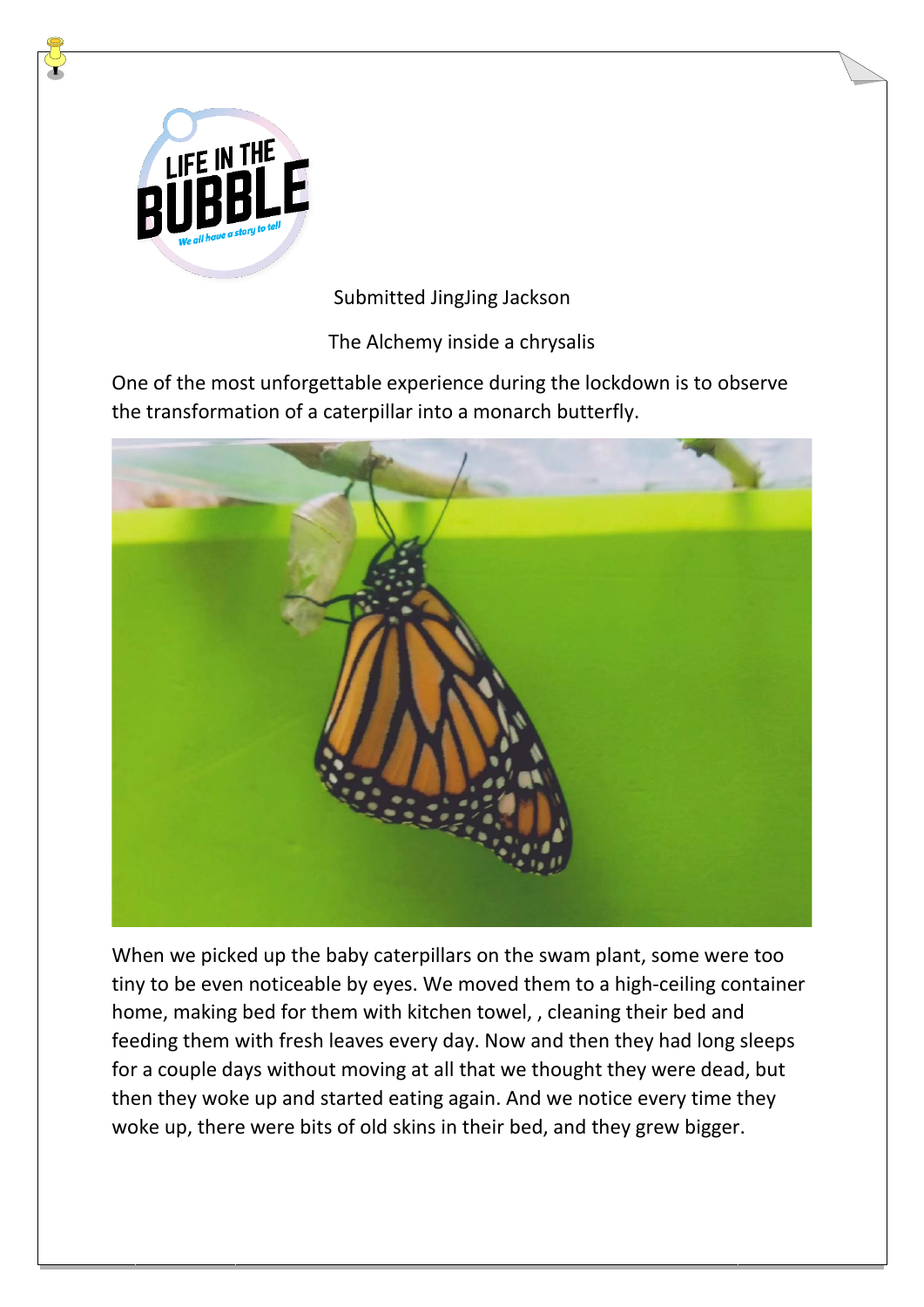Submitted JingJing Jackson

The Alchemy inside a chrysalis

One of the most unforgettable experience during the lockdown is to observe the transformation of a caterpillar into a monarch butterfly.

When we picked up the baby caterpillars on the swam plant, some were too tiny to be even noticeable by eyes. We moved them to a high-ceiling container home, making bed for them with kitchen towel, , cleaning their bed and feeding them with fresh leaves every day. Now and then they had long sleeps for a couple days without moving at all that we thought they were dead, but then they woke up and started eating again. And we notice every time they woke up, there were bits of old skins in their bed, and they grew bigger.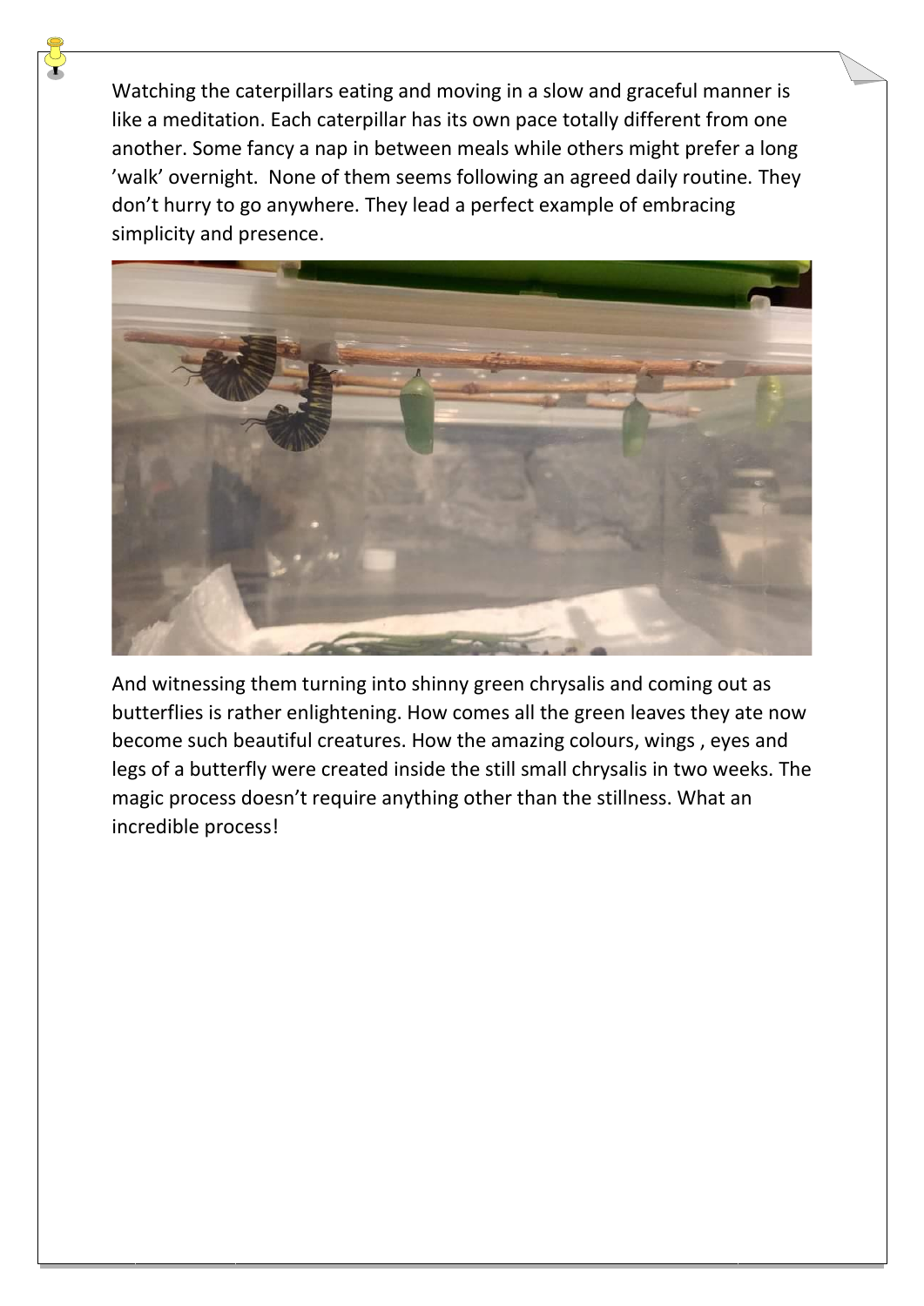Watching the caterpillars eating and moving in a slow and graceful manner is like a meditation. Each caterpillar has its own pace totally different from one another. Some fancy a nap in between meals while others might prefer a long 'walk' overnight. None of them seems following an agreed daily routine. They don't hurry to go anywhere. They lead a perfect example of embracing simplicity and presence.

And witnessing them turning into shinny green chrysalis and coming out as butterflies is rather enlightening. How comes all the green leaves they ate now become such beautiful creatures. How the amazing colours, wings , eyes and legs of a butterfly were created inside the still small chrysalis in two weeks. The magic process doesn't require anything other than the stillness. What an incredible process!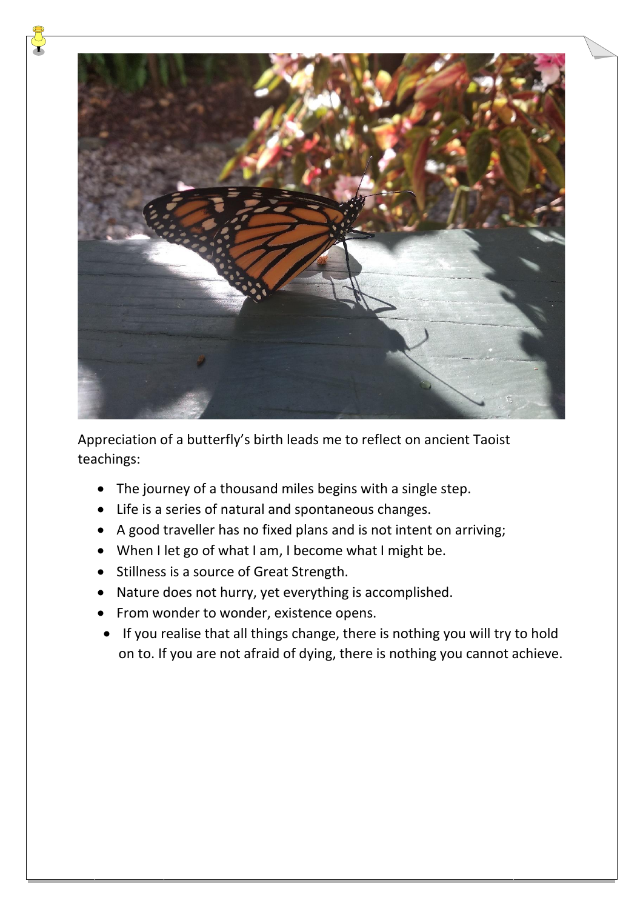Appreciation of a butterfly's birth leads me to reflect on ancient Taoist teachings:

- The journey of a thousand miles begins with a single step.
- Life is a series of natural and spontaneous changes.
- A good traveller has no fixed plans and is not intent on arriving;
- When I let go of what I am, I become what I might be.
- Stillness is a source of Great Strength.
- Nature does not hurry, yet everything is accomplished.
- From wonder to wonder, existence opens.
- If you realise that all things change, there is nothing you will try to hold on to. If you are not afraid of dying, there is nothing you cannot achieve.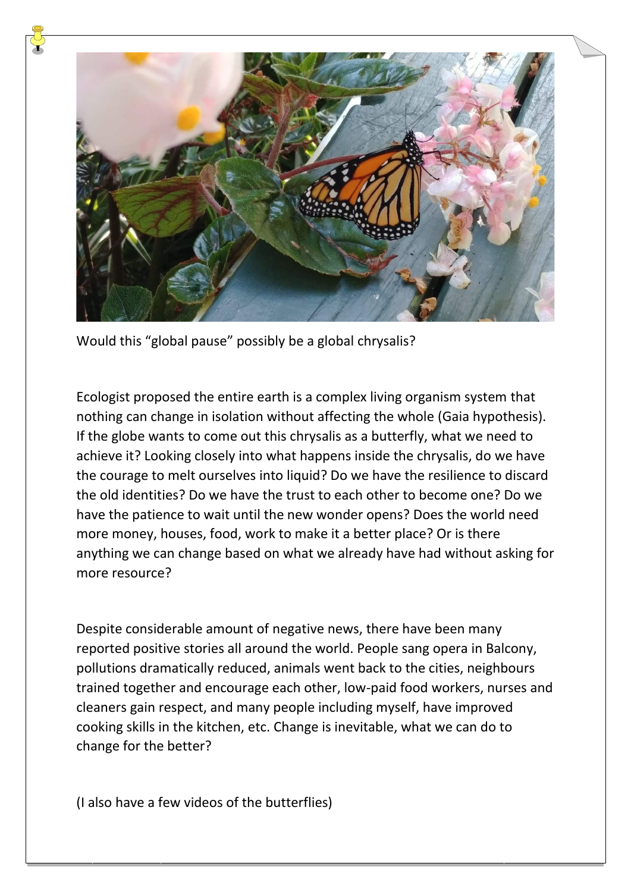Would this "global pause" possibly be a global chrysalis?

Ecologist proposed the entire earth is a complex living organism system that nothing can change in isolation without affecting the whole (Gaia hypothesis). If the globe wants to come out this chrysalis as a butterfly, what we need to achieve it? Looking closely into what happens inside the chrysalis, do we have the courage to melt ourselves into liquid? Do we have the resilience to discard the old identities? Do we have the trust to each other to become one? Do we have the patience to wait until the new wonder opens? Does the world need more money, houses, food, work to make it a better place? Or is there anything we can change based on what we already have had without asking for more resource?

Despite considerable amount of negative news, there have been many reported positive stories all around the world. People sang opera in Balcony, pollutions dramatically reduced, animals went back to the cities, neighbours trained together and encourage each other, low-paid food workers, nurses and cleaners gain respect, and many people including myself, have improved cooking skills in the kitchen, etc. Change is inevitable, what we can do to change for the better?

(I also have a few videos of the butterflies)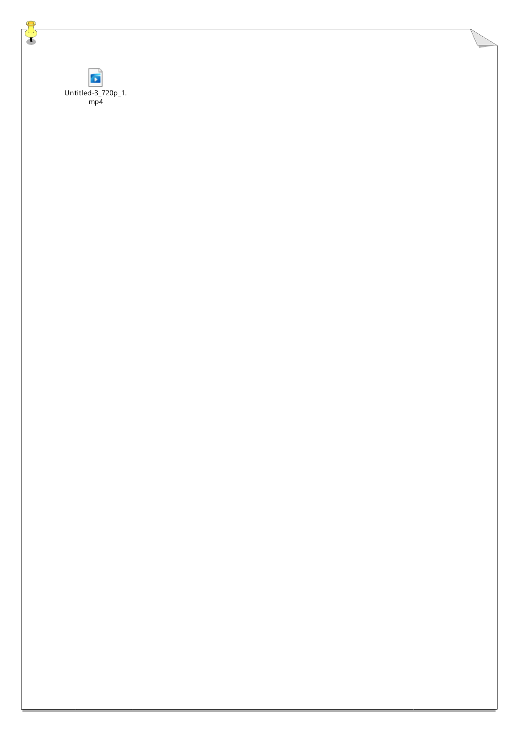Untitled-3_720p_1.mp4